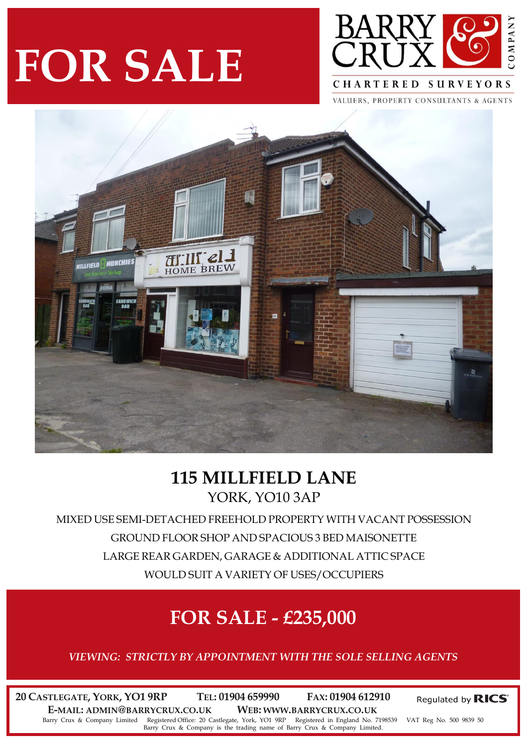# FOR SALE

BARRY CRUX & COMPANY

CHARTERED SURVEYORS

VALUERS, PROPERTY CONSULTANTS & AGENTS

## 115 MILLFIELD LANE

YORK, YO10 3AP

MIXED USE SEMI-DETACHED FREEHOLD PROPERTY WITH VACANT POSSESSION

GROUND FLOOR SHOP AND SPACIOUS 3 BED MAISONETTE

LARGE REAR GARDEN, GARAGE & ADDITIONAL ATTIC SPACE

WOULD SUIT A VARIETY OF USES/OCCUPIERS

## FOR SALE - £235,000

*VIEWING: STRICTLY BY APPOINTMENT WITH THE SOLE SELLING AGENTS*

**20 CASTLEGATE, YORK, YO1 9RP** **TEL: 01904 659990** **FAX: 01904 612910**

**E-MAIL: ADMIN@BARRYCRUX.CO.UK** **WEB: WWW.BARRYCRUX.CO.UK**

Regulated by RICS

Barry Crux & Company Limited Registered Office: 20 Castlegate, York, YO1 9RP Registered in England No. 7198539 VAT Reg No. 500 9839 50
Barry Crux & Company is the trading name of Barry Crux & Company Limited.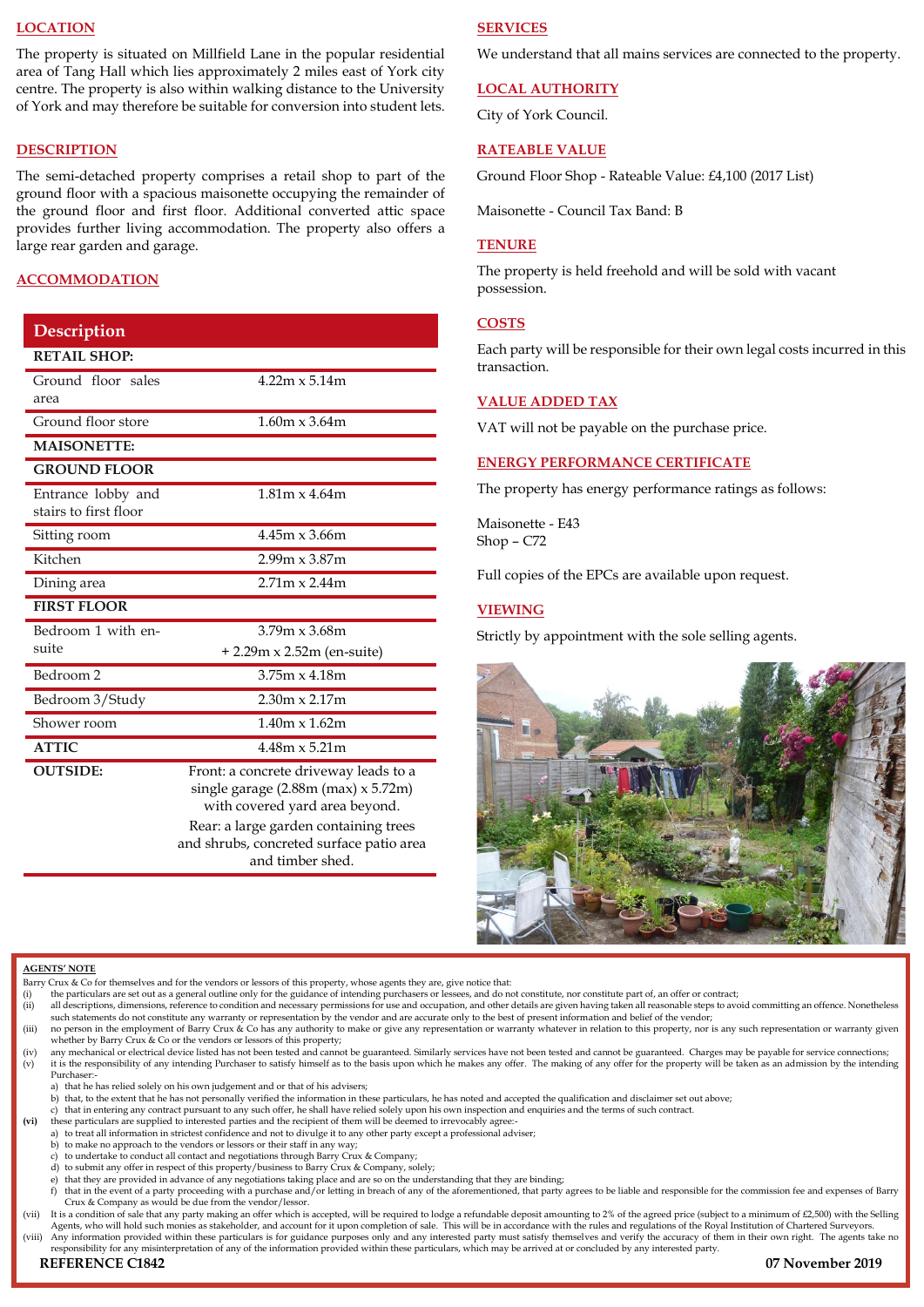## LOCATION

The property is situated on Millfield Lane in the popular residential area of Tang Hall which lies approximately 2 miles east of York city centre. The property is also within walking distance to the University of York and may therefore be suitable for conversion into student lets.

## DESCRIPTION

The semi-detached property comprises a retail shop to part of the ground floor with a spacious maisonette occupying the remainder of the ground floor and first floor. Additional converted attic space provides further living accommodation. The property also offers a large rear garden and garage.

## ACCOMMODATION

| Description | |
|---|---|
| **RETAIL SHOP:** | |
| Ground floor sales area | 4.22m x 5.14m |
| Ground floor store | 1.60m x 3.64m |
| **MAISONETTE:** | |
| **GROUND FLOOR** | |
| Entrance lobby and stairs to first floor | 1.81m x 4.64m |
| Sitting room | 4.45m x 3.66m |
| Kitchen | 2.99m x 3.87m |
| Dining area | 2.71m x 2.44m |
| **FIRST FLOOR** | |
| Bedroom 1 with en-suite | 3.79m x 3.68m + 2.29m x 2.52m (en-suite) |
| Bedroom 2 | 3.75m x 4.18m |
| Bedroom 3/Study | 2.30m x 2.17m |
| Shower room | 1.40m x 1.62m |
| **ATTIC** | 4.48m x 5.21m |
| **OUTSIDE:** | Front: a concrete driveway leads to a single garage (2.88m (max) x 5.72m) with covered yard area beyond. Rear: a large garden containing trees and shrubs, concreted surface patio area and timber shed. |

## SERVICES

We understand that all mains services are connected to the property.

## LOCAL AUTHORITY

City of York Council.

## RATEABLE VALUE

Ground Floor Shop - Rateable Value: £4,100 (2017 List)

Maisonette - Council Tax Band: B

## TENURE

The property is held freehold and will be sold with vacant possession.

## COSTS

Each party will be responsible for their own legal costs incurred in this transaction.

## VALUE ADDED TAX

VAT will not be payable on the purchase price.

## ENERGY PERFORMANCE CERTIFICATE

The property has energy performance ratings as follows:

Maisonette - E43
Shop – C72

Full copies of the EPCs are available upon request.

## VIEWING

Strictly by appointment with the sole selling agents.

### AGENTS' NOTE

Barry Crux & Co for themselves and for the vendors or lessors of this property, whose agents they are, give notice that:

(i) the particulars are set out as a general outline only for the guidance of intending purchasers or lessees, and do not constitute, nor constitute part of, an offer or contract;

(ii) all descriptions, dimensions, reference to condition and necessary permissions for use and occupation, and other details are given having taken all reasonable steps to avoid committing an offence. Nonetheless such statements do not constitute any warranty or representation by the vendor and are accurate only to the best of present information and belief of the vendor;

(iii) no person in the employment of Barry Crux & Co has any authority to make or give any representation or warranty whatever in relation to this property, nor is any such representation or warranty given whether by Barry Crux & Co or the vendors or lessors of this property;

(iv) any mechanical or electrical device listed has not been tested and cannot be guaranteed. Similarly services have not been tested and cannot be guaranteed. Charges may be payable for service connections;

(v) it is the responsibility of any intending Purchaser to satisfy himself as to the basis upon which he makes any offer. The making of any offer for the property will be taken as an admission by the intending Purchaser:-
  a) that he has relied solely on his own judgement and or that of his advisers;
  b) that, to the extent that he has not personally verified the information in these particulars, he has noted and accepted the qualification and disclaimer set out above;
  c) that in entering any contract pursuant to any such offer, he shall have relied solely upon his own inspection and enquiries and the terms of such contract.

**(vi)** these particulars are supplied to interested parties and the recipient of them will be deemed to irrevocably agree:-
  a) to treat all information in strictest confidence and not to divulge it to any other party except a professional adviser;
  b) to make no approach to the vendors or lessors or their staff in any way;
  c) to undertake to conduct all contact and negotiations through Barry Crux & Company;
  d) to submit any offer in respect of this property/business to Barry Crux & Company, solely;
  e) that they are provided in advance of any negotiations taking place and are so on the understanding that they are binding;
  f) that in the event of a party proceeding with a purchase and/or letting in breach of any of the aforementioned, that party agrees to be liable and responsible for the commission fee and expenses of Barry Crux & Company as would be due from the vendor/lessor.

(vii) It is a condition of sale that any party making an offer which is accepted, will be required to lodge a refundable deposit amounting to 2% of the agreed price (subject to a minimum of £2,500) with the Selling Agents, who will hold such monies as stakeholder, and account for it upon completion of sale. This will be in accordance with the rules and regulations of the Royal Institution of Chartered Surveyors.

(viii) Any information provided within these particulars is for guidance purposes only and any interested party must satisfy themselves and verify the accuracy of them in their own right. The agents take no responsibility for any misinterpretation of any of the information provided within these particulars, which may be arrived at or concluded by any interested party.

**REFERENCE C1842** **07 November 2019**